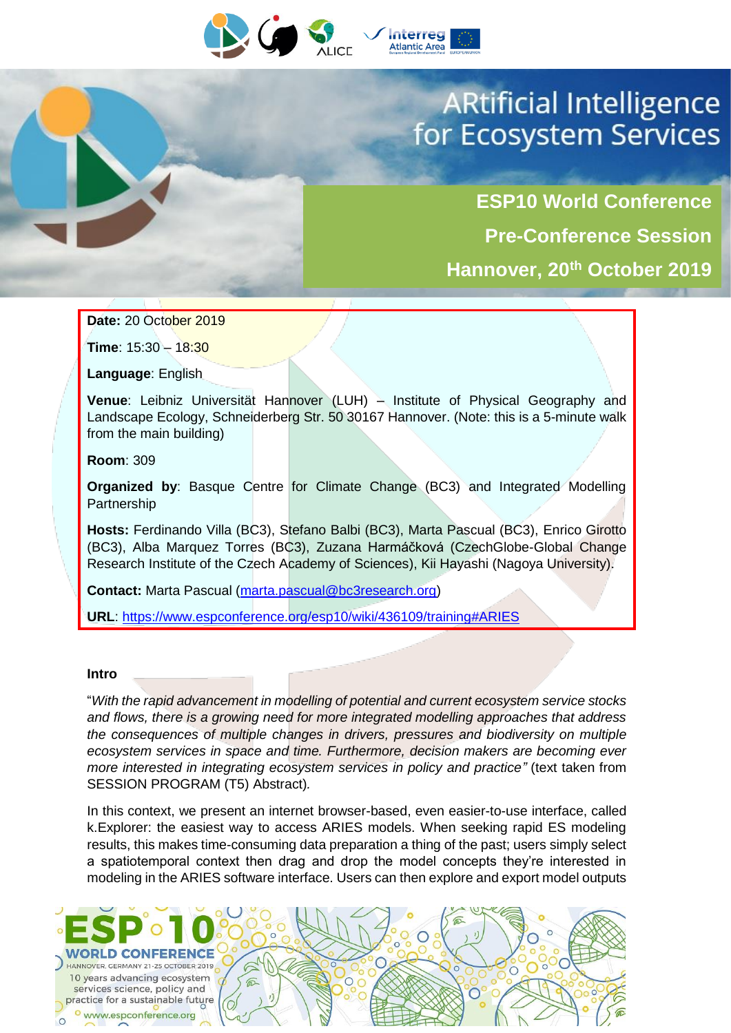# ARtificial Intelligence for Ecosystem Services

## ESP10 World Conference

## Pre-Conference Session

## Hannover, 20th October 2019

**Date:** 20 October 2019

**Time**: 15:30 – 18:30

**Language**: English

**Venue**: Leibniz Universität Hannover (LUH) – Institute of Physical Geography and Landscape Ecology, Schneiderberg Str. 50 30167 Hannover. (Note: this is a 5-minute walk from the main building)

**Room**: 309

**Organized by**: Basque Centre for Climate Change (BC3) and Integrated Modelling Partnership

**Hosts:** Ferdinando Villa (BC3), Stefano Balbi (BC3), Marta Pascual (BC3), Enrico Girotto (BC3), Alba Marquez Torres (BC3), Zuzana Harmáčková (CzechGlobe-Global Change Research Institute of the Czech Academy of Sciences), Kii Hayashi (Nagoya University).

**Contact:** Marta Pascual (marta.pascual@bc3research.org)

**URL**: https://www.espconference.org/esp10/wiki/436109/training#ARIES

### Intro

"*With the rapid advancement in modelling of potential and current ecosystem service stocks and flows, there is a growing need for more integrated modelling approaches that address the consequences of multiple changes in drivers, pressures and biodiversity on multiple ecosystem services in space and time. Furthermore, decision makers are becoming ever more interested in integrating ecosystem services in policy and practice"* (text taken from SESSION PROGRAM (T5) Abstract).

In this context, we present an internet browser-based, even easier-to-use interface, called k.Explorer: the easiest way to access ARIES models. When seeking rapid ES modeling results, this makes time-consuming data preparation a thing of the past; users simply select a spatiotemporal context then drag and drop the model concepts they're interested in modeling in the ARIES software interface. Users can then explore and export model outputs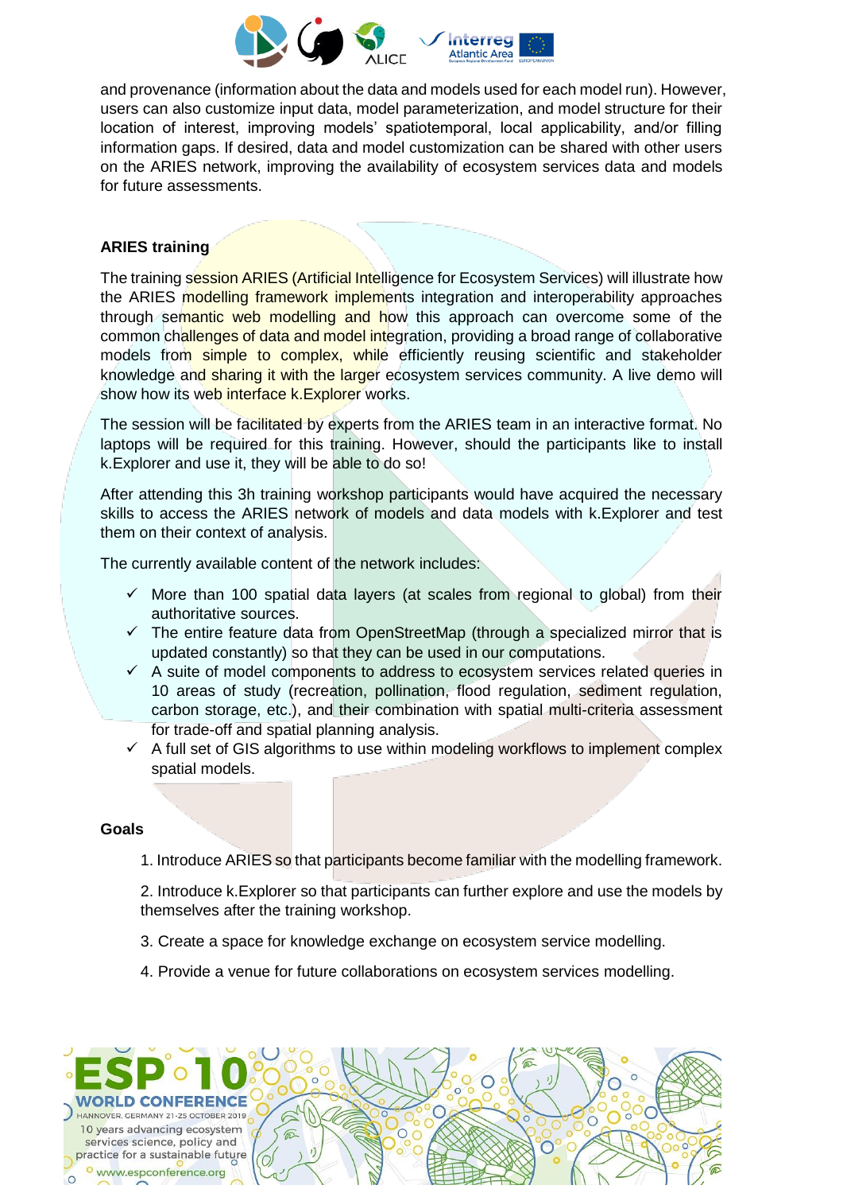and provenance (information about the data and models used for each model run). However, users can also customize input data, model parameterization, and model structure for their location of interest, improving models' spatiotemporal, local applicability, and/or filling information gaps. If desired, data and model customization can be shared with other users on the ARIES network, improving the availability of ecosystem services data and models for future assessments.

## ARIES training

The training session ARIES (Artificial Intelligence for Ecosystem Services) will illustrate how the ARIES modelling framework implements integration and interoperability approaches through semantic web modelling and how this approach can overcome some of the common challenges of data and model integration, providing a broad range of collaborative models from simple to complex, while efficiently reusing scientific and stakeholder knowledge and sharing it with the larger ecosystem services community. A live demo will show how its web interface k.Explorer works.

The session will be facilitated by experts from the ARIES team in an interactive format. No laptops will be required for this training. However, should the participants like to install k.Explorer and use it, they will be able to do so!

After attending this 3h training workshop participants would have acquired the necessary skills to access the ARIES network of models and data models with k.Explorer and test them on their context of analysis.

The currently available content of the network includes:

- ✓ More than 100 spatial data layers (at scales from regional to global) from their authoritative sources.
- ✓ The entire feature data from OpenStreetMap (through a specialized mirror that is updated constantly) so that they can be used in our computations.
- ✓ A suite of model components to address to ecosystem services related queries in 10 areas of study (recreation, pollination, flood regulation, sediment regulation, carbon storage, etc.), and their combination with spatial multi-criteria assessment for trade-off and spatial planning analysis.
- ✓ A full set of GIS algorithms to use within modeling workflows to implement complex spatial models.

## Goals

1. Introduce ARIES so that participants become familiar with the modelling framework.

2. Introduce k.Explorer so that participants can further explore and use the models by themselves after the training workshop.

3. Create a space for knowledge exchange on ecosystem service modelling.

4. Provide a venue for future collaborations on ecosystem services modelling.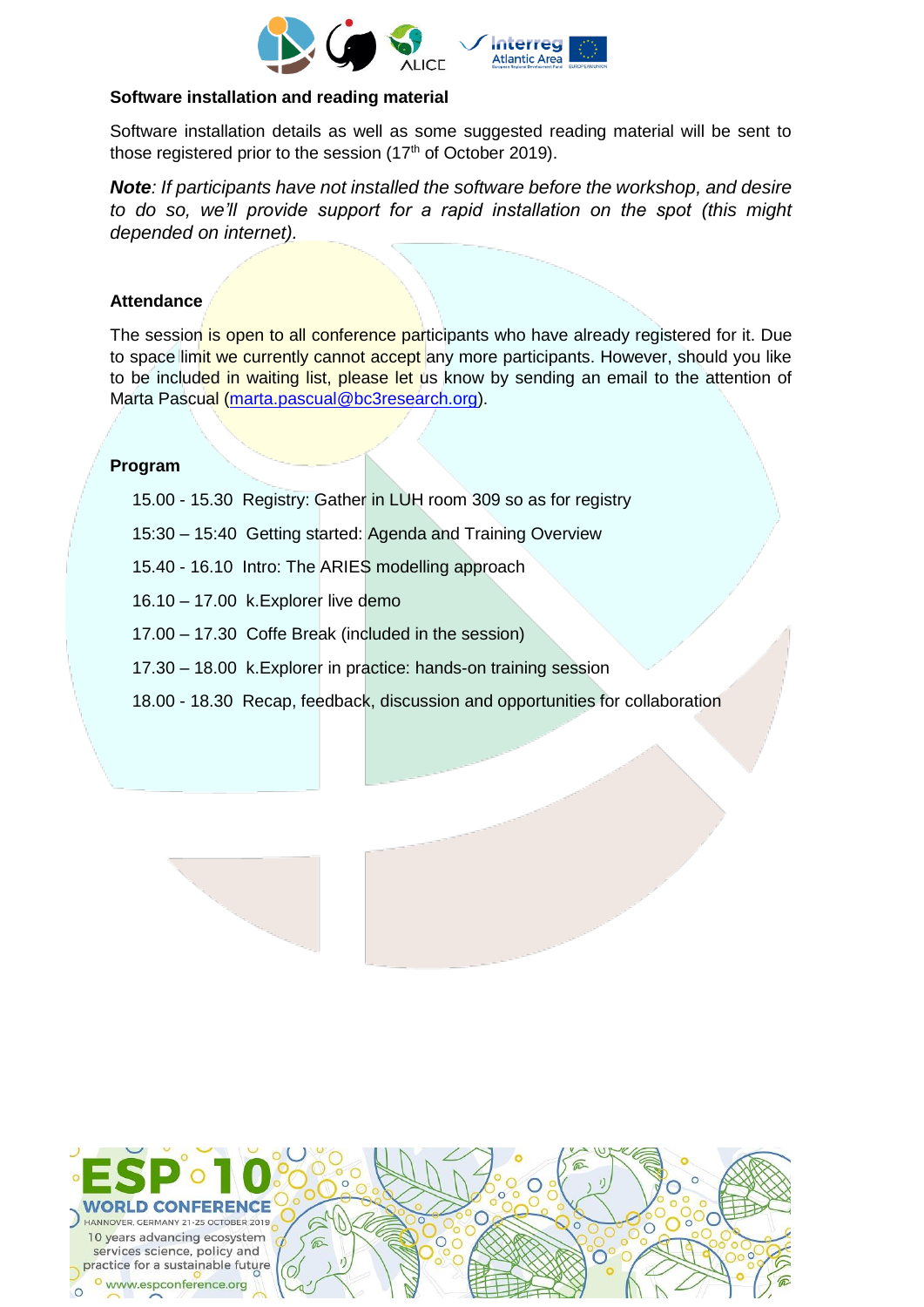**Software installation and reading material**

Software installation details as well as some suggested reading material will be sent to those registered prior to the session (17th of October 2019).

***Note****: If participants have not installed the software before the workshop, and desire to do so, we'll provide support for a rapid installation on the spot (this might depended on internet).*

**Attendance**

The session is open to all conference participants who have already registered for it. Due to space limit we currently cannot accept any more participants. However, should you like to be included in waiting list, please let us know by sending an email to the attention of Marta Pascual (marta.pascual@bc3research.org).

**Program**

- 15.00 - 15.30 Registry: Gather in LUH room 309 so as for registry
- 15:30 – 15:40 Getting started: Agenda and Training Overview
- 15.40 - 16.10 Intro: The ARIES modelling approach
- 16.10 – 17.00 k.Explorer live demo
- 17.00 – 17.30 Coffe Break (included in the session)
- 17.30 – 18.00 k.Explorer in practice: hands-on training session
- 18.00 - 18.30 Recap, feedback, discussion and opportunities for collaboration